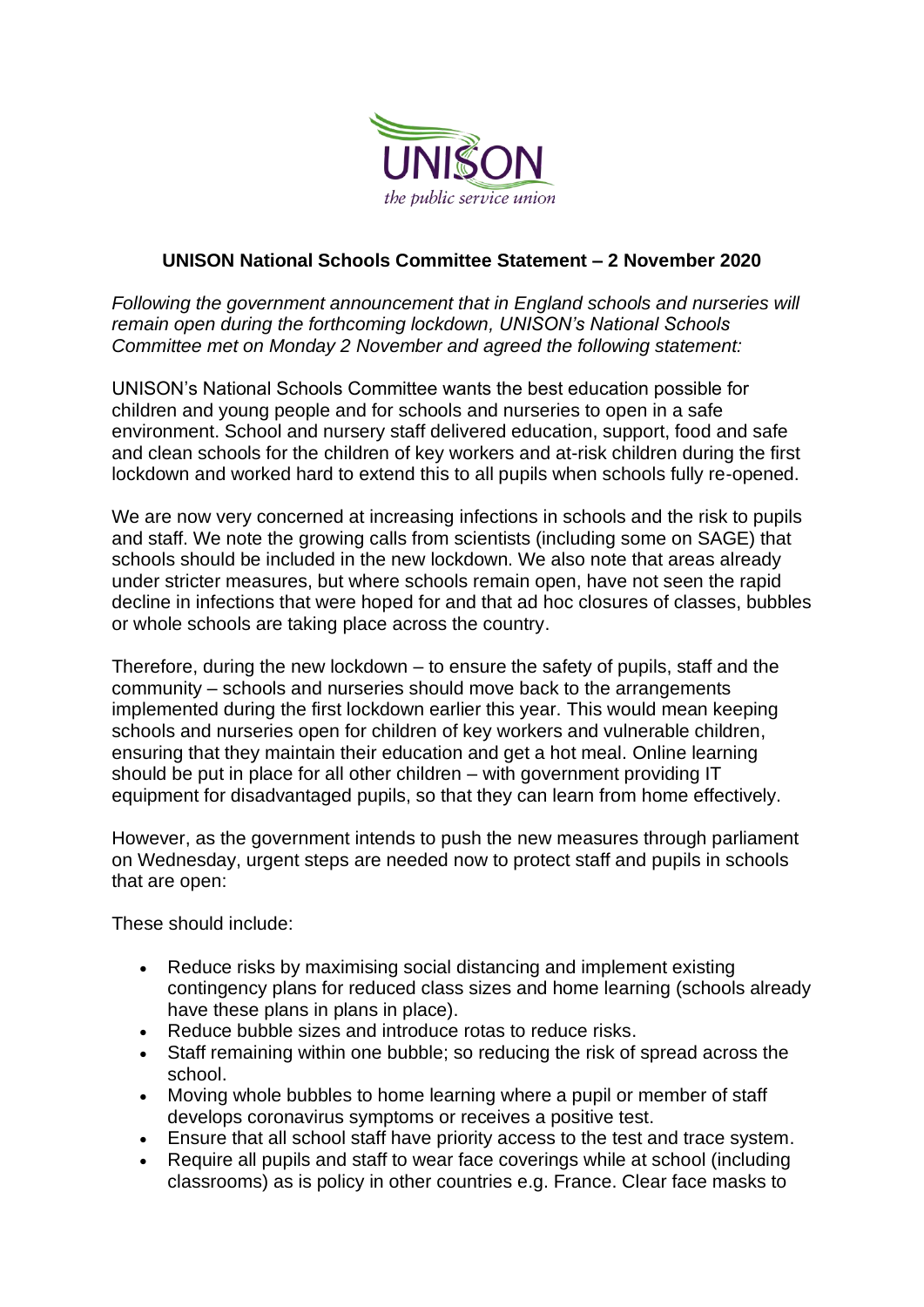**UNISON National Schools Committee Statement – 2 November 2020**

*Following the government announcement that in England schools and nurseries will remain open during the forthcoming lockdown, UNISON's National Schools Committee met on Monday 2 November and agreed the following statement:*

UNISON's National Schools Committee wants the best education possible for children and young people and for schools and nurseries to open in a safe environment. School and nursery staff delivered education, support, food and safe and clean schools for the children of key workers and at-risk children during the first lockdown and worked hard to extend this to all pupils when schools fully re-opened.

We are now very concerned at increasing infections in schools and the risk to pupils and staff. We note the growing calls from scientists (including some on SAGE) that schools should be included in the new lockdown. We also note that areas already under stricter measures, but where schools remain open, have not seen the rapid decline in infections that were hoped for and that ad hoc closures of classes, bubbles or whole schools are taking place across the country.

Therefore, during the new lockdown – to ensure the safety of pupils, staff and the community – schools and nurseries should move back to the arrangements implemented during the first lockdown earlier this year. This would mean keeping schools and nurseries open for children of key workers and vulnerable children, ensuring that they maintain their education and get a hot meal. Online learning should be put in place for all other children – with government providing IT equipment for disadvantaged pupils, so that they can learn from home effectively.

However, as the government intends to push the new measures through parliament on Wednesday, urgent steps are needed now to protect staff and pupils in schools that are open:

These should include:

- Reduce risks by maximising social distancing and implement existing contingency plans for reduced class sizes and home learning (schools already have these plans in plans in place).
- Reduce bubble sizes and introduce rotas to reduce risks.
- Staff remaining within one bubble; so reducing the risk of spread across the school.
- Moving whole bubbles to home learning where a pupil or member of staff develops coronavirus symptoms or receives a positive test.
- Ensure that all school staff have priority access to the test and trace system.
- Require all pupils and staff to wear face coverings while at school (including classrooms) as is policy in other countries e.g. France. Clear face masks to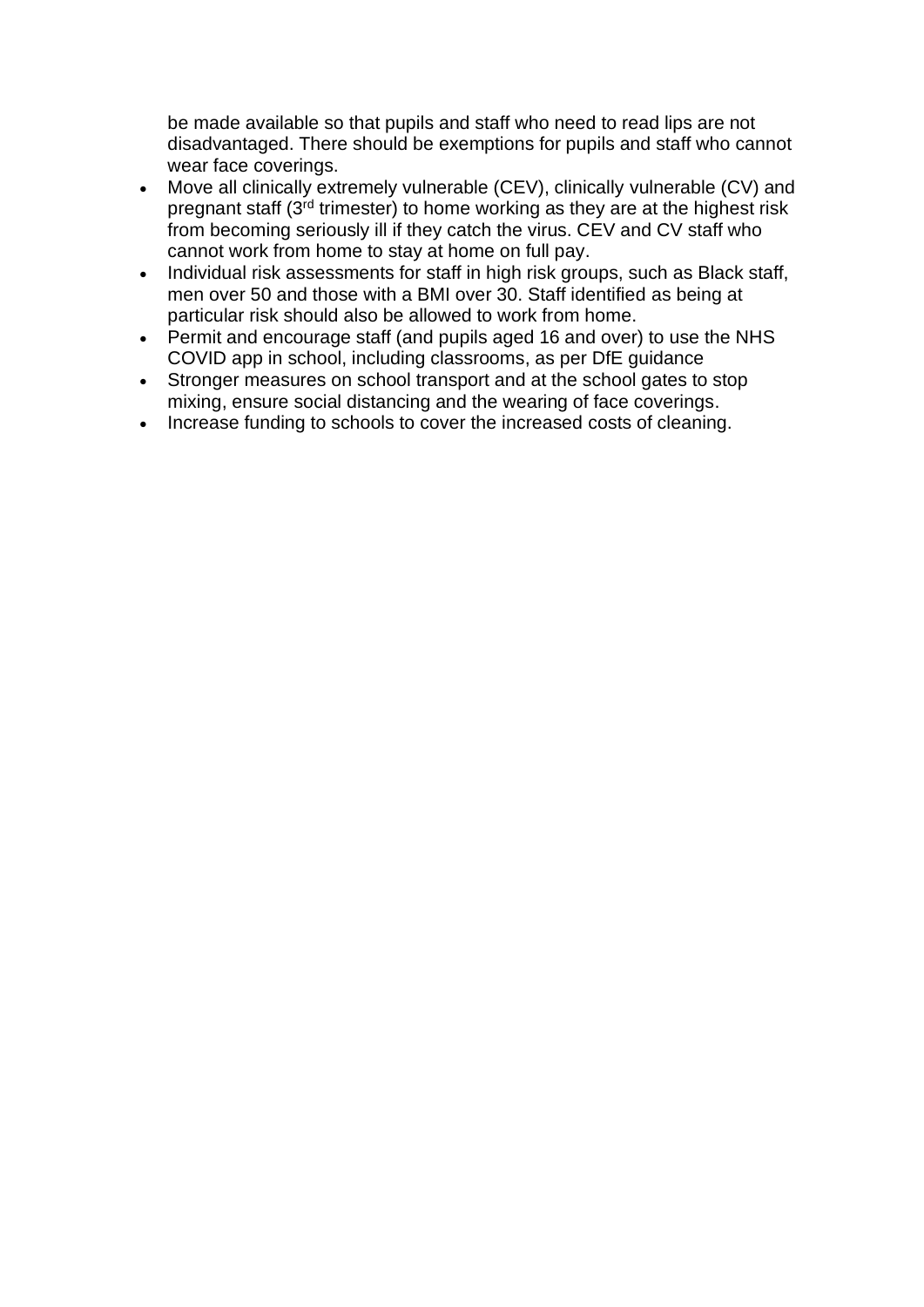be made available so that pupils and staff who need to read lips are not disadvantaged. There should be exemptions for pupils and staff who cannot wear face coverings.

- Move all clinically extremely vulnerable (CEV), clinically vulnerable (CV) and pregnant staff (3rd trimester) to home working as they are at the highest risk from becoming seriously ill if they catch the virus. CEV and CV staff who cannot work from home to stay at home on full pay.
- Individual risk assessments for staff in high risk groups, such as Black staff, men over 50 and those with a BMI over 30. Staff identified as being at particular risk should also be allowed to work from home.
- Permit and encourage staff (and pupils aged 16 and over) to use the NHS COVID app in school, including classrooms, as per DfE guidance
- Stronger measures on school transport and at the school gates to stop mixing, ensure social distancing and the wearing of face coverings.
- Increase funding to schools to cover the increased costs of cleaning.